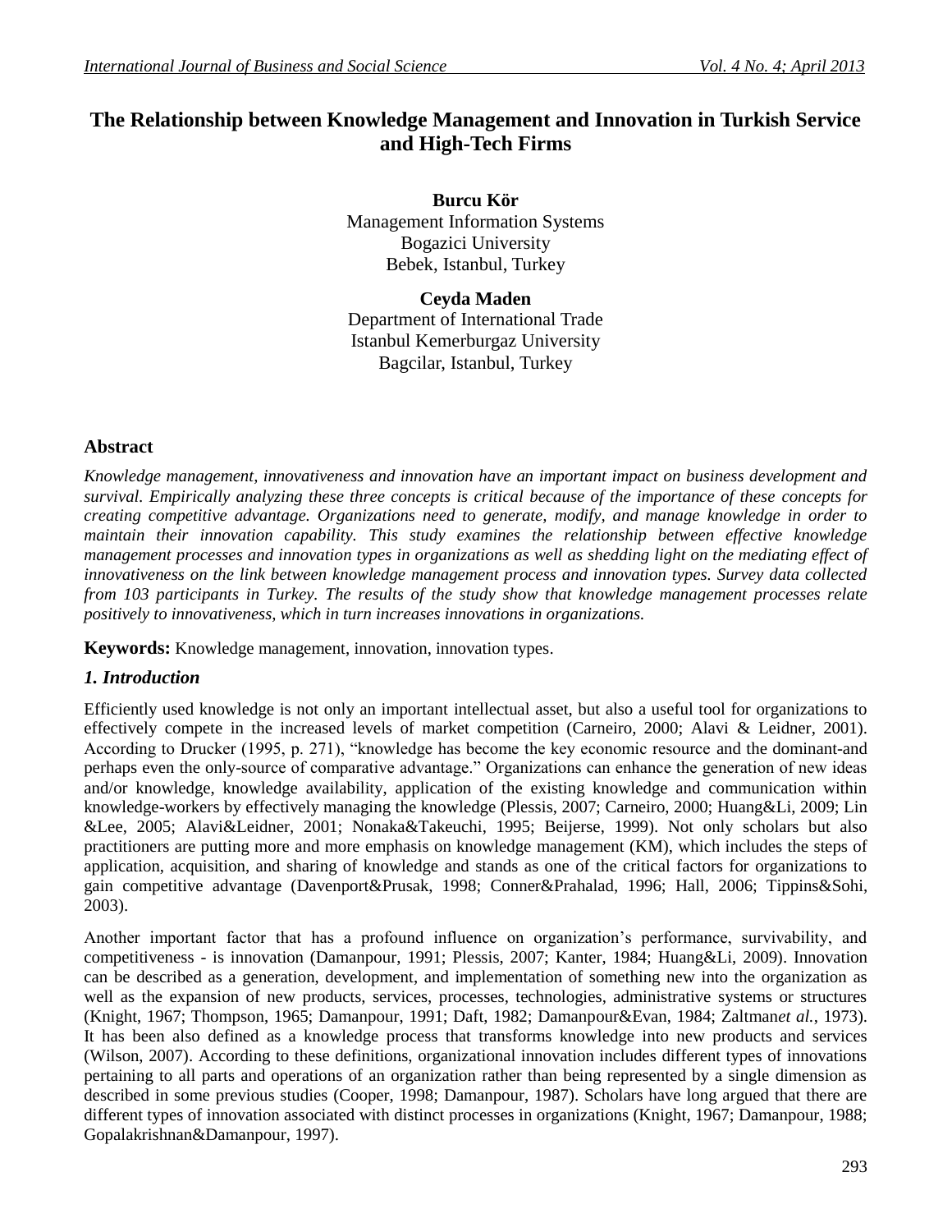# The Relationship between Knowledge Management and Innovation in Turkish Service and High-Tech Firms

**Burcu Kör**
Management Information Systems
Bogazici University
Bebek, Istanbul, Turkey

**Ceyda Maden**
Department of International Trade
Istanbul Kemerburgaz University
Bagcilar, Istanbul, Turkey

## Abstract

*Knowledge management, innovativeness and innovation have an important impact on business development and survival. Empirically analyzing these three concepts is critical because of the importance of these concepts for creating competitive advantage. Organizations need to generate, modify, and manage knowledge in order to maintain their innovation capability. This study examines the relationship between effective knowledge management processes and innovation types in organizations as well as shedding light on the mediating effect of innovativeness on the link between knowledge management process and innovation types. Survey data collected from 103 participants in Turkey. The results of the study show that knowledge management processes relate positively to innovativeness, which in turn increases innovations in organizations.*

**Keywords:** Knowledge management, innovation, innovation types.

## *1. Introduction*

Efficiently used knowledge is not only an important intellectual asset, but also a useful tool for organizations to effectively compete in the increased levels of market competition (Carneiro, 2000; Alavi & Leidner, 2001). According to Drucker (1995, p. 271), "knowledge has become the key economic resource and the dominant-and perhaps even the only-source of comparative advantage." Organizations can enhance the generation of new ideas and/or knowledge, knowledge availability, application of the existing knowledge and communication within knowledge-workers by effectively managing the knowledge (Plessis, 2007; Carneiro, 2000; Huang&Li, 2009; Lin &Lee, 2005; Alavi&Leidner, 2001; Nonaka&Takeuchi, 1995; Beijerse, 1999). Not only scholars but also practitioners are putting more and more emphasis on knowledge management (KM), which includes the steps of application, acquisition, and sharing of knowledge and stands as one of the critical factors for organizations to gain competitive advantage (Davenport&Prusak, 1998; Conner&Prahalad, 1996; Hall, 2006; Tippins&Sohi, 2003).

Another important factor that has a profound influence on organization's performance, survivability, and competitiveness - is innovation (Damanpour, 1991; Plessis, 2007; Kanter, 1984; Huang&Li, 2009). Innovation can be described as a generation, development, and implementation of something new into the organization as well as the expansion of new products, services, processes, technologies, administrative systems or structures (Knight, 1967; Thompson, 1965; Damanpour, 1991; Daft, 1982; Damanpour&Evan, 1984; Zaltman*et al.*, 1973). It has been also defined as a knowledge process that transforms knowledge into new products and services (Wilson, 2007). According to these definitions, organizational innovation includes different types of innovations pertaining to all parts and operations of an organization rather than being represented by a single dimension as described in some previous studies (Cooper, 1998; Damanpour, 1987). Scholars have long argued that there are different types of innovation associated with distinct processes in organizations (Knight, 1967; Damanpour, 1988; Gopalakrishnan&Damanpour, 1997).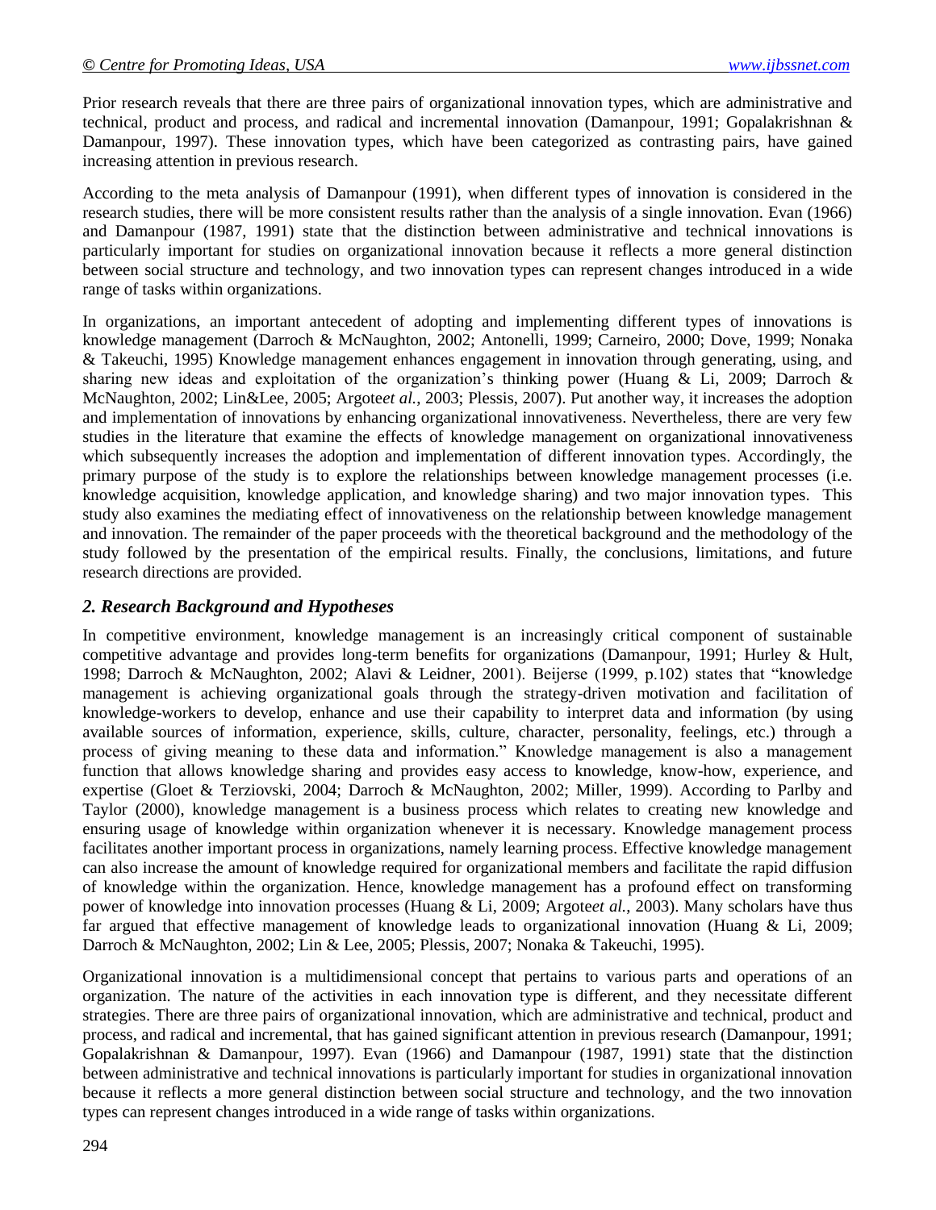Prior research reveals that there are three pairs of organizational innovation types, which are administrative and technical, product and process, and radical and incremental innovation (Damanpour, 1991; Gopalakrishnan & Damanpour, 1997). These innovation types, which have been categorized as contrasting pairs, have gained increasing attention in previous research.

According to the meta analysis of Damanpour (1991), when different types of innovation is considered in the research studies, there will be more consistent results rather than the analysis of a single innovation. Evan (1966) and Damanpour (1987, 1991) state that the distinction between administrative and technical innovations is particularly important for studies on organizational innovation because it reflects a more general distinction between social structure and technology, and two innovation types can represent changes introduced in a wide range of tasks within organizations.

In organizations, an important antecedent of adopting and implementing different types of innovations is knowledge management (Darroch & McNaughton, 2002; Antonelli, 1999; Carneiro, 2000; Dove, 1999; Nonaka & Takeuchi, 1995) Knowledge management enhances engagement in innovation through generating, using, and sharing new ideas and exploitation of the organization's thinking power (Huang & Li, 2009; Darroch & McNaughton, 2002; Lin&Lee, 2005; Argote*et al.*, 2003; Plessis, 2007). Put another way, it increases the adoption and implementation of innovations by enhancing organizational innovativeness. Nevertheless, there are very few studies in the literature that examine the effects of knowledge management on organizational innovativeness which subsequently increases the adoption and implementation of different innovation types. Accordingly, the primary purpose of the study is to explore the relationships between knowledge management processes (i.e. knowledge acquisition, knowledge application, and knowledge sharing) and two major innovation types. This study also examines the mediating effect of innovativeness on the relationship between knowledge management and innovation. The remainder of the paper proceeds with the theoretical background and the methodology of the study followed by the presentation of the empirical results. Finally, the conclusions, limitations, and future research directions are provided.

## *2. Research Background and Hypotheses*

In competitive environment, knowledge management is an increasingly critical component of sustainable competitive advantage and provides long-term benefits for organizations (Damanpour, 1991; Hurley & Hult, 1998; Darroch & McNaughton, 2002; Alavi & Leidner, 2001). Beijerse (1999, p.102) states that "knowledge management is achieving organizational goals through the strategy-driven motivation and facilitation of knowledge-workers to develop, enhance and use their capability to interpret data and information (by using available sources of information, experience, skills, culture, character, personality, feelings, etc.) through a process of giving meaning to these data and information." Knowledge management is also a management function that allows knowledge sharing and provides easy access to knowledge, know-how, experience, and expertise (Gloet & Terziovski, 2004; Darroch & McNaughton, 2002; Miller, 1999). According to Parlby and Taylor (2000), knowledge management is a business process which relates to creating new knowledge and ensuring usage of knowledge within organization whenever it is necessary. Knowledge management process facilitates another important process in organizations, namely learning process. Effective knowledge management can also increase the amount of knowledge required for organizational members and facilitate the rapid diffusion of knowledge within the organization. Hence, knowledge management has a profound effect on transforming power of knowledge into innovation processes (Huang & Li, 2009; Argote*et al.*, 2003). Many scholars have thus far argued that effective management of knowledge leads to organizational innovation (Huang & Li, 2009; Darroch & McNaughton, 2002; Lin & Lee, 2005; Plessis, 2007; Nonaka & Takeuchi, 1995).

Organizational innovation is a multidimensional concept that pertains to various parts and operations of an organization. The nature of the activities in each innovation type is different, and they necessitate different strategies. There are three pairs of organizational innovation, which are administrative and technical, product and process, and radical and incremental, that has gained significant attention in previous research (Damanpour, 1991; Gopalakrishnan & Damanpour, 1997). Evan (1966) and Damanpour (1987, 1991) state that the distinction between administrative and technical innovations is particularly important for studies in organizational innovation because it reflects a more general distinction between social structure and technology, and the two innovation types can represent changes introduced in a wide range of tasks within organizations.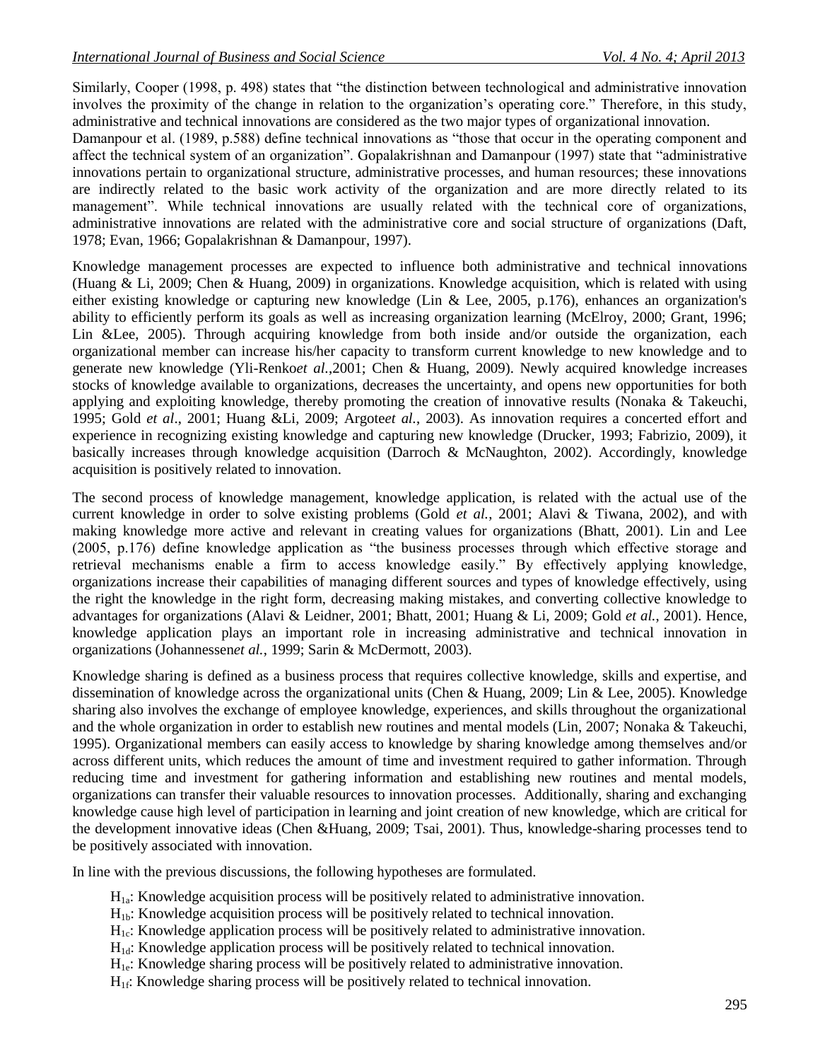Similarly, Cooper (1998, p. 498) states that "the distinction between technological and administrative innovation involves the proximity of the change in relation to the organization's operating core." Therefore, in this study, administrative and technical innovations are considered as the two major types of organizational innovation.

Damanpour et al. (1989, p.588) define technical innovations as "those that occur in the operating component and affect the technical system of an organization". Gopalakrishnan and Damanpour (1997) state that "administrative innovations pertain to organizational structure, administrative processes, and human resources; these innovations are indirectly related to the basic work activity of the organization and are more directly related to its management". While technical innovations are usually related with the technical core of organizations, administrative innovations are related with the administrative core and social structure of organizations (Daft, 1978; Evan, 1966; Gopalakrishnan & Damanpour, 1997).

Knowledge management processes are expected to influence both administrative and technical innovations (Huang & Li, 2009; Chen & Huang, 2009) in organizations. Knowledge acquisition, which is related with using either existing knowledge or capturing new knowledge (Lin & Lee, 2005, p.176), enhances an organization's ability to efficiently perform its goals as well as increasing organization learning (McElroy, 2000; Grant, 1996; Lin &Lee, 2005). Through acquiring knowledge from both inside and/or outside the organization, each organizational member can increase his/her capacity to transform current knowledge to new knowledge and to generate new knowledge (Yli-Renko*et al.*,2001; Chen & Huang, 2009). Newly acquired knowledge increases stocks of knowledge available to organizations, decreases the uncertainty, and opens new opportunities for both applying and exploiting knowledge, thereby promoting the creation of innovative results (Nonaka & Takeuchi, 1995; Gold *et al*., 2001; Huang &Li, 2009; Argote*et al.*, 2003). As innovation requires a concerted effort and experience in recognizing existing knowledge and capturing new knowledge (Drucker, 1993; Fabrizio, 2009), it basically increases through knowledge acquisition (Darroch & McNaughton, 2002). Accordingly, knowledge acquisition is positively related to innovation.

The second process of knowledge management, knowledge application, is related with the actual use of the current knowledge in order to solve existing problems (Gold *et al.*, 2001; Alavi & Tiwana, 2002), and with making knowledge more active and relevant in creating values for organizations (Bhatt, 2001). Lin and Lee (2005, p.176) define knowledge application as "the business processes through which effective storage and retrieval mechanisms enable a firm to access knowledge easily." By effectively applying knowledge, organizations increase their capabilities of managing different sources and types of knowledge effectively, using the right the knowledge in the right form, decreasing making mistakes, and converting collective knowledge to advantages for organizations (Alavi & Leidner, 2001; Bhatt, 2001; Huang & Li, 2009; Gold *et al.*, 2001). Hence, knowledge application plays an important role in increasing administrative and technical innovation in organizations (Johannessen*et al.*, 1999; Sarin & McDermott, 2003).

Knowledge sharing is defined as a business process that requires collective knowledge, skills and expertise, and dissemination of knowledge across the organizational units (Chen & Huang, 2009; Lin & Lee, 2005). Knowledge sharing also involves the exchange of employee knowledge, experiences, and skills throughout the organizational and the whole organization in order to establish new routines and mental models (Lin, 2007; Nonaka & Takeuchi, 1995). Organizational members can easily access to knowledge by sharing knowledge among themselves and/or across different units, which reduces the amount of time and investment required to gather information. Through reducing time and investment for gathering information and establishing new routines and mental models, organizations can transfer their valuable resources to innovation processes. Additionally, sharing and exchanging knowledge cause high level of participation in learning and joint creation of new knowledge, which are critical for the development innovative ideas (Chen &Huang, 2009; Tsai, 2001). Thus, knowledge-sharing processes tend to be positively associated with innovation.

In line with the previous discussions, the following hypotheses are formulated.

$H_{1a}$: Knowledge acquisition process will be positively related to administrative innovation.
$H_{1b}$: Knowledge acquisition process will be positively related to technical innovation.
$H_{1c}$: Knowledge application process will be positively related to administrative innovation.
$H_{1d}$: Knowledge application process will be positively related to technical innovation.
$H_{1e}$: Knowledge sharing process will be positively related to administrative innovation.
$H_{1f}$: Knowledge sharing process will be positively related to technical innovation.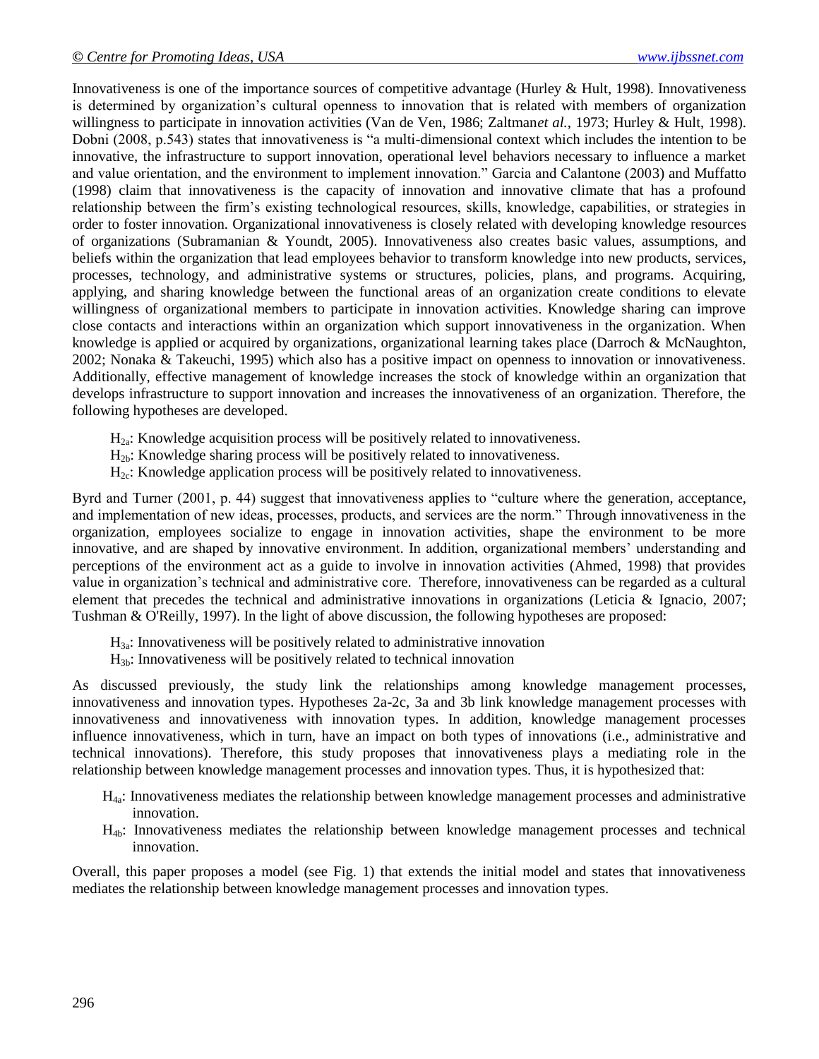Innovativeness is one of the importance sources of competitive advantage (Hurley & Hult, 1998). Innovativeness is determined by organization's cultural openness to innovation that is related with members of organization willingness to participate in innovation activities (Van de Ven, 1986; Zaltman*et al.*, 1973; Hurley & Hult, 1998). Dobni (2008, p.543) states that innovativeness is "a multi-dimensional context which includes the intention to be innovative, the infrastructure to support innovation, operational level behaviors necessary to influence a market and value orientation, and the environment to implement innovation." Garcia and Calantone (2003) and Muffatto (1998) claim that innovativeness is the capacity of innovation and innovative climate that has a profound relationship between the firm's existing technological resources, skills, knowledge, capabilities, or strategies in order to foster innovation. Organizational innovativeness is closely related with developing knowledge resources of organizations (Subramanian & Youndt, 2005). Innovativeness also creates basic values, assumptions, and beliefs within the organization that lead employees behavior to transform knowledge into new products, services, processes, technology, and administrative systems or structures, policies, plans, and programs. Acquiring, applying, and sharing knowledge between the functional areas of an organization create conditions to elevate willingness of organizational members to participate in innovation activities. Knowledge sharing can improve close contacts and interactions within an organization which support innovativeness in the organization. When knowledge is applied or acquired by organizations, organizational learning takes place (Darroch & McNaughton, 2002; Nonaka & Takeuchi, 1995) which also has a positive impact on openness to innovation or innovativeness. Additionally, effective management of knowledge increases the stock of knowledge within an organization that develops infrastructure to support innovation and increases the innovativeness of an organization. Therefore, the following hypotheses are developed.

$H_{2a}$: Knowledge acquisition process will be positively related to innovativeness.
$H_{2b}$: Knowledge sharing process will be positively related to innovativeness.
$H_{2c}$: Knowledge application process will be positively related to innovativeness.

Byrd and Turner (2001, p. 44) suggest that innovativeness applies to "culture where the generation, acceptance, and implementation of new ideas, processes, products, and services are the norm." Through innovativeness in the organization, employees socialize to engage in innovation activities, shape the environment to be more innovative, and are shaped by innovative environment. In addition, organizational members' understanding and perceptions of the environment act as a guide to involve in innovation activities (Ahmed, 1998) that provides value in organization's technical and administrative core. Therefore, innovativeness can be regarded as a cultural element that precedes the technical and administrative innovations in organizations (Leticia & Ignacio, 2007; Tushman & O'Reilly, 1997). In the light of above discussion, the following hypotheses are proposed:

$H_{3a}$: Innovativeness will be positively related to administrative innovation
$H_{3b}$: Innovativeness will be positively related to technical innovation

As discussed previously, the study link the relationships among knowledge management processes, innovativeness and innovation types. Hypotheses 2a-2c, 3a and 3b link knowledge management processes with innovativeness and innovativeness with innovation types. In addition, knowledge management processes influence innovativeness, which in turn, have an impact on both types of innovations (i.e., administrative and technical innovations). Therefore, this study proposes that innovativeness plays a mediating role in the relationship between knowledge management processes and innovation types. Thus, it is hypothesized that:

$H_{4a}$: Innovativeness mediates the relationship between knowledge management processes and administrative innovation.
$H_{4b}$: Innovativeness mediates the relationship between knowledge management processes and technical innovation.

Overall, this paper proposes a model (see Fig. 1) that extends the initial model and states that innovativeness mediates the relationship between knowledge management processes and innovation types.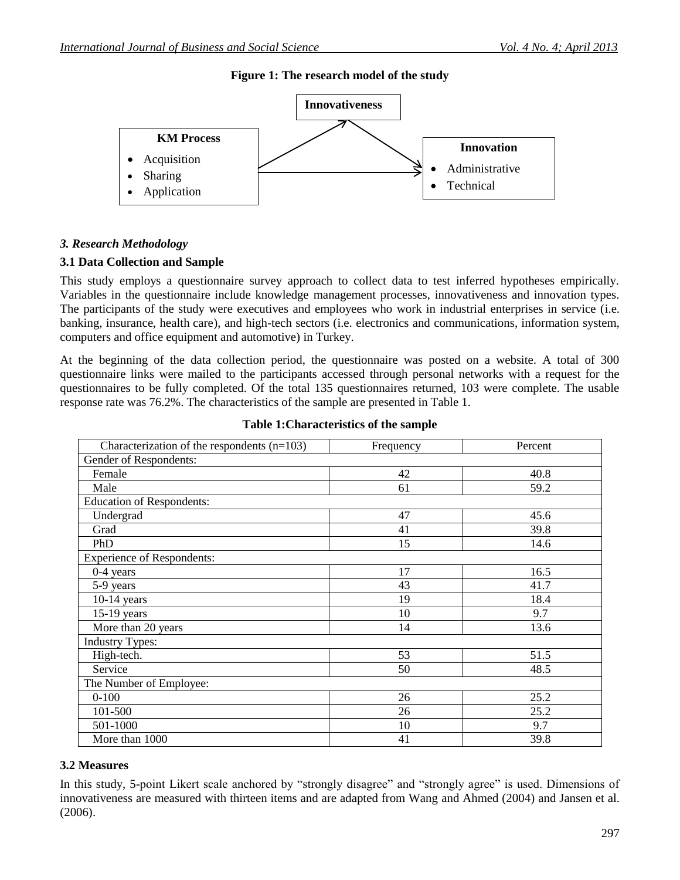**Figure 1: The research model of the study**

**Innovativeness**

**KM Process**

- Acquisition
- Sharing
- Application

**Innovation**

- Administrative
- Technical

### *3. Research Methodology*

### 3.1 Data Collection and Sample

This study employs a questionnaire survey approach to collect data to test inferred hypotheses empirically. Variables in the questionnaire include knowledge management processes, innovativeness and innovation types. The participants of the study were executives and employees who work in industrial enterprises in service (i.e. banking, insurance, health care), and high-tech sectors (i.e. electronics and communications, information system, computers and office equipment and automotive) in Turkey.

At the beginning of the data collection period, the questionnaire was posted on a website. A total of 300 questionnaire links were mailed to the participants accessed through personal networks with a request for the questionnaires to be fully completed. Of the total 135 questionnaires returned, 103 were complete. The usable response rate was 76.2%. The characteristics of the sample are presented in Table 1.

**Table 1:Characteristics of the sample**

| Characterization of the respondents (n=103) | Frequency | Percent |
|---|---|---|
| Gender of Respondents: | | |
| Female | 42 | 40.8 |
| Male | 61 | 59.2 |
| Education of Respondents: | | |
| Undergrad | 47 | 45.6 |
| Grad | 41 | 39.8 |
| PhD | 15 | 14.6 |
| Experience of Respondents: | | |
| 0-4 years | 17 | 16.5 |
| 5-9 years | 43 | 41.7 |
| 10-14 years | 19 | 18.4 |
| 15-19 years | 10 | 9.7 |
| More than 20 years | 14 | 13.6 |
| Industry Types: | | |
| High-tech. | 53 | 51.5 |
| Service | 50 | 48.5 |
| The Number of Employee: | | |
| 0-100 | 26 | 25.2 |
| 101-500 | 26 | 25.2 |
| 501-1000 | 10 | 9.7 |
| More than 1000 | 41 | 39.8 |

### 3.2 Measures

In this study, 5-point Likert scale anchored by "strongly disagree" and "strongly agree" is used. Dimensions of innovativeness are measured with thirteen items and are adapted from Wang and Ahmed (2004) and Jansen et al. (2006).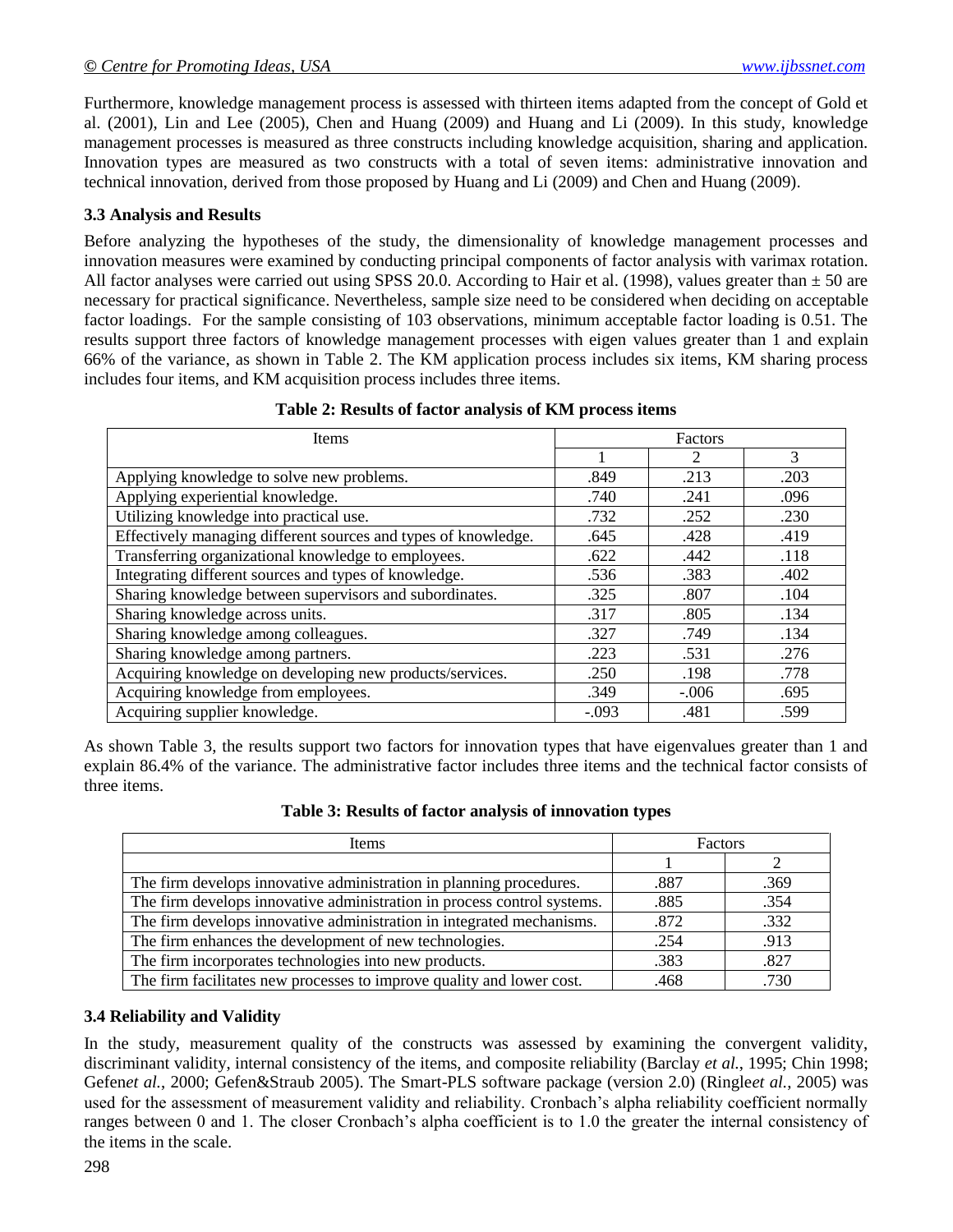Furthermore, knowledge management process is assessed with thirteen items adapted from the concept of Gold et al. (2001), Lin and Lee (2005), Chen and Huang (2009) and Huang and Li (2009). In this study, knowledge management processes is measured as three constructs including knowledge acquisition, sharing and application. Innovation types are measured as two constructs with a total of seven items: administrative innovation and technical innovation, derived from those proposed by Huang and Li (2009) and Chen and Huang (2009).

### 3.3 Analysis and Results

Before analyzing the hypotheses of the study, the dimensionality of knowledge management processes and innovation measures were examined by conducting principal components of factor analysis with varimax rotation. All factor analyses were carried out using SPSS 20.0. According to Hair et al. (1998), values greater than ± 50 are necessary for practical significance. Nevertheless, sample size need to be considered when deciding on acceptable factor loadings. For the sample consisting of 103 observations, minimum acceptable factor loading is 0.51. The results support three factors of knowledge management processes with eigen values greater than 1 and explain 66% of the variance, as shown in Table 2. The KM application process includes six items, KM sharing process includes four items, and KM acquisition process includes three items.

**Table 2: Results of factor analysis of KM process items**

| Items | Factors | | |
|---|---|---|---|
| | 1 | 2 | 3 |
| Applying knowledge to solve new problems. | .849 | .213 | .203 |
| Applying experiential knowledge. | .740 | .241 | .096 |
| Utilizing knowledge into practical use. | .732 | .252 | .230 |
| Effectively managing different sources and types of knowledge. | .645 | .428 | .419 |
| Transferring organizational knowledge to employees. | .622 | .442 | .118 |
| Integrating different sources and types of knowledge. | .536 | .383 | .402 |
| Sharing knowledge between supervisors and subordinates. | .325 | .807 | .104 |
| Sharing knowledge across units. | .317 | .805 | .134 |
| Sharing knowledge among colleagues. | .327 | .749 | .134 |
| Sharing knowledge among partners. | .223 | .531 | .276 |
| Acquiring knowledge on developing new products/services. | .250 | .198 | .778 |
| Acquiring knowledge from employees. | .349 | -.006 | .695 |
| Acquiring supplier knowledge. | -.093 | .481 | .599 |

As shown Table 3, the results support two factors for innovation types that have eigenvalues greater than 1 and explain 86.4% of the variance. The administrative factor includes three items and the technical factor consists of three items.

**Table 3: Results of factor analysis of innovation types**

| Items | Factors | |
|---|---|---|
| | 1 | 2 |
| The firm develops innovative administration in planning procedures. | .887 | .369 |
| The firm develops innovative administration in process control systems. | .885 | .354 |
| The firm develops innovative administration in integrated mechanisms. | .872 | .332 |
| The firm enhances the development of new technologies. | .254 | .913 |
| The firm incorporates technologies into new products. | .383 | .827 |
| The firm facilitates new processes to improve quality and lower cost. | .468 | .730 |

### 3.4 Reliability and Validity

In the study, measurement quality of the constructs was assessed by examining the convergent validity, discriminant validity, internal consistency of the items, and composite reliability (Barclay *et al.*, 1995; Chin 1998; Gefen*et al.*, 2000; Gefen&Straub 2005). The Smart-PLS software package (version 2.0) (Ringle*et al.*, 2005) was used for the assessment of measurement validity and reliability. Cronbach's alpha reliability coefficient normally ranges between 0 and 1. The closer Cronbach's alpha coefficient is to 1.0 the greater the internal consistency of the items in the scale.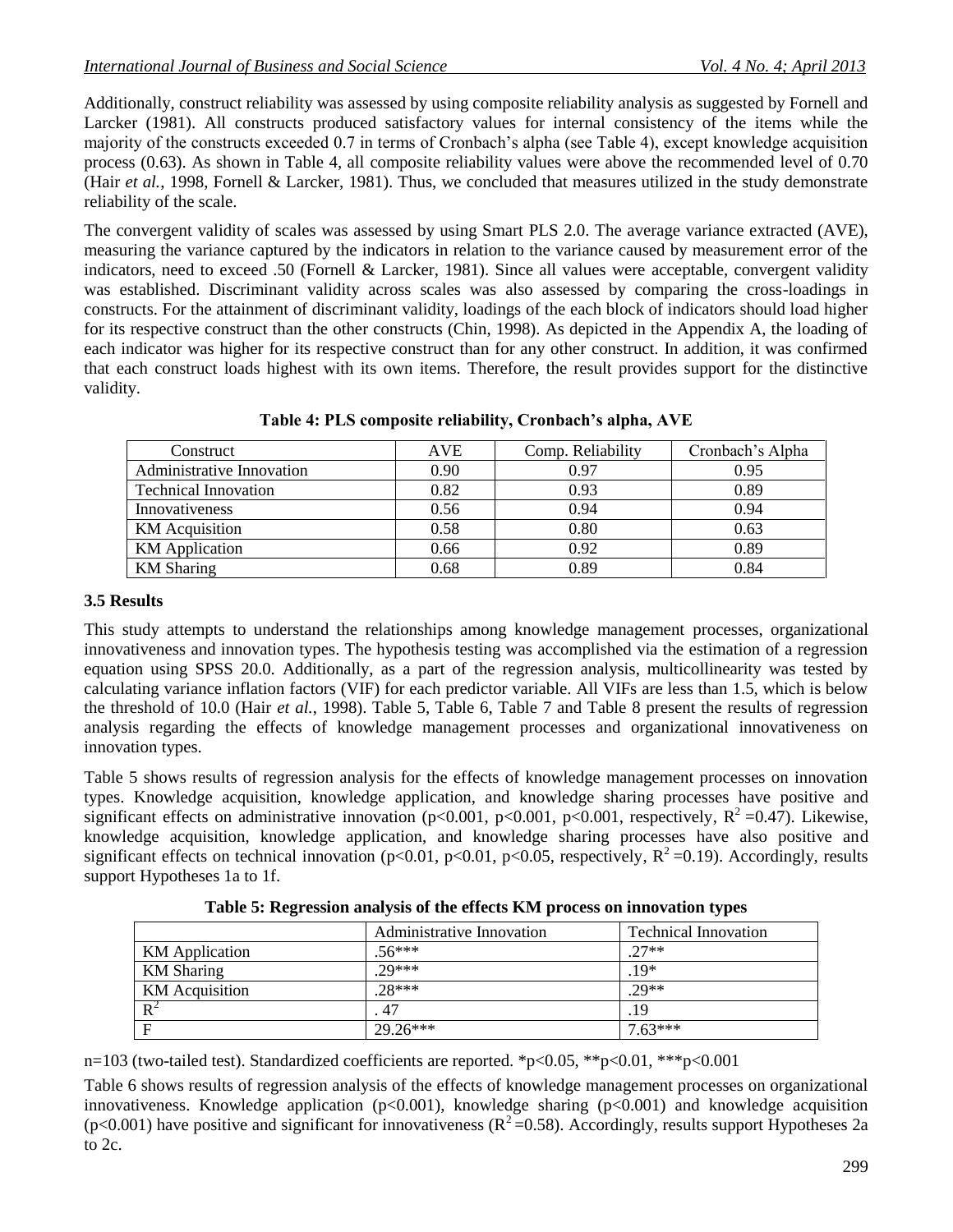Additionally, construct reliability was assessed by using composite reliability analysis as suggested by Fornell and Larcker (1981). All constructs produced satisfactory values for internal consistency of the items while the majority of the constructs exceeded 0.7 in terms of Cronbach's alpha (see Table 4), except knowledge acquisition process (0.63). As shown in Table 4, all composite reliability values were above the recommended level of 0.70 (Hair *et al.*, 1998, Fornell & Larcker, 1981). Thus, we concluded that measures utilized in the study demonstrate reliability of the scale.

The convergent validity of scales was assessed by using Smart PLS 2.0. The average variance extracted (AVE), measuring the variance captured by the indicators in relation to the variance caused by measurement error of the indicators, need to exceed .50 (Fornell & Larcker, 1981). Since all values were acceptable, convergent validity was established. Discriminant validity across scales was also assessed by comparing the cross-loadings in constructs. For the attainment of discriminant validity, loadings of the each block of indicators should load higher for its respective construct than the other constructs (Chin, 1998). As depicted in the Appendix A, the loading of each indicator was higher for its respective construct than for any other construct. In addition, it was confirmed that each construct loads highest with its own items. Therefore, the result provides support for the distinctive validity.

**Table 4: PLS composite reliability, Cronbach's alpha, AVE**

| Construct | AVE | Comp. Reliability | Cronbach's Alpha |
|---|---|---|---|
| Administrative Innovation | 0.90 | 0.97 | 0.95 |
| Technical Innovation | 0.82 | 0.93 | 0.89 |
| Innovativeness | 0.56 | 0.94 | 0.94 |
| KM Acquisition | 0.58 | 0.80 | 0.63 |
| KM Application | 0.66 | 0.92 | 0.89 |
| KM Sharing | 0.68 | 0.89 | 0.84 |

### 3.5 Results

This study attempts to understand the relationships among knowledge management processes, organizational innovativeness and innovation types. The hypothesis testing was accomplished via the estimation of a regression equation using SPSS 20.0. Additionally, as a part of the regression analysis, multicollinearity was tested by calculating variance inflation factors (VIF) for each predictor variable. All VIFs are less than 1.5, which is below the threshold of 10.0 (Hair *et al.*, 1998). Table 5, Table 6, Table 7 and Table 8 present the results of regression analysis regarding the effects of knowledge management processes and organizational innovativeness on innovation types.

Table 5 shows results of regression analysis for the effects of knowledge management processes on innovation types. Knowledge acquisition, knowledge application, and knowledge sharing processes have positive and significant effects on administrative innovation ($p<0.001$, $p<0.001$, $p<0.001$, respectively, $R^2=0.47$). Likewise, knowledge acquisition, knowledge application, and knowledge sharing processes have also positive and significant effects on technical innovation ($p<0.01$, $p<0.01$, $p<0.05$, respectively, $R^2=0.19$). Accordingly, results support Hypotheses 1a to 1f.

**Table 5: Regression analysis of the effects KM process on innovation types**

| | Administrative Innovation | Technical Innovation |
|---|---|---|
| KM Application | .56*** | .27** |
| KM Sharing | .29*** | .19* |
| KM Acquisition | .28*** | .29** |
| $R^2$ | . 47 | .19 |
| F | 29.26*** | 7.63*** |

n=103 (two-tailed test). Standardized coefficients are reported. *p<0.05, **p<0.01, ***p<0.001

Table 6 shows results of regression analysis of the effects of knowledge management processes on organizational innovativeness. Knowledge application ($p<0.001$), knowledge sharing ($p<0.001$) and knowledge acquisition ($p<0.001$) have positive and significant for innovativeness ($R^2=0.58$). Accordingly, results support Hypotheses 2a to 2c.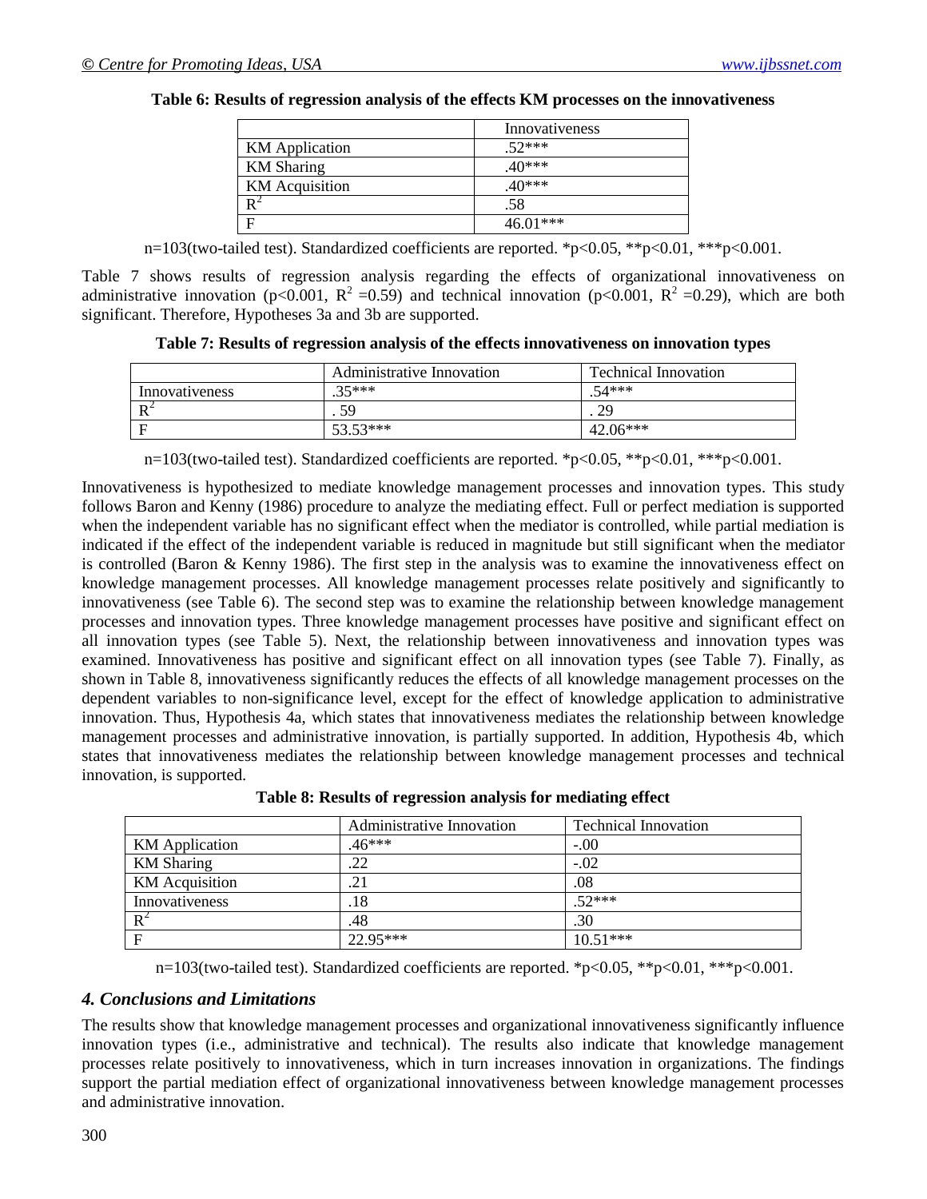**Table 6: Results of regression analysis of the effects KM processes on the innovativeness**

| | Innovativeness |
|---|---|
| KM Application | .52*** |
| KM Sharing | .40*** |
| KM Acquisition | .40*** |
| $R^2$ | .58 |
| F | 46.01*** |

n=103(two-tailed test). Standardized coefficients are reported. *p<0.05, **p<0.01, ***p<0.001.

Table 7 shows results of regression analysis regarding the effects of organizational innovativeness on administrative innovation ($p<0.001$, $R^2 = 0.59$) and technical innovation ($p<0.001$, $R^2 = 0.29$), which are both significant. Therefore, Hypotheses 3a and 3b are supported.

**Table 7: Results of regression analysis of the effects innovativeness on innovation types**

| | Administrative Innovation | Technical Innovation |
|---|---|---|
| Innovativeness | .35*** | .54*** |
| $R^2$ | . 59 | . 29 |
| F | 53.53*** | 42.06*** |

n=103(two-tailed test). Standardized coefficients are reported. *p<0.05, **p<0.01, ***p<0.001.

Innovativeness is hypothesized to mediate knowledge management processes and innovation types. This study follows Baron and Kenny (1986) procedure to analyze the mediating effect. Full or perfect mediation is supported when the independent variable has no significant effect when the mediator is controlled, while partial mediation is indicated if the effect of the independent variable is reduced in magnitude but still significant when the mediator is controlled (Baron & Kenny 1986). The first step in the analysis was to examine the innovativeness effect on knowledge management processes. All knowledge management processes relate positively and significantly to innovativeness (see Table 6). The second step was to examine the relationship between knowledge management processes and innovation types. Three knowledge management processes have positive and significant effect on all innovation types (see Table 5). Next, the relationship between innovativeness and innovation types was examined. Innovativeness has positive and significant effect on all innovation types (see Table 7). Finally, as shown in Table 8, innovativeness significantly reduces the effects of all knowledge management processes on the dependent variables to non-significance level, except for the effect of knowledge application to administrative innovation. Thus, Hypothesis 4a, which states that innovativeness mediates the relationship between knowledge management processes and administrative innovation, is partially supported. In addition, Hypothesis 4b, which states that innovativeness mediates the relationship between knowledge management processes and technical innovation, is supported.

**Table 8: Results of regression analysis for mediating effect**

| | Administrative Innovation | Technical Innovation |
|---|---|---|
| KM Application | .46*** | -.00 |
| KM Sharing | .22 | -.02 |
| KM Acquisition | .21 | .08 |
| Innovativeness | .18 | .52*** |
| $R^2$ | .48 | .30 |
| F | 22.95*** | 10.51*** |

n=103(two-tailed test). Standardized coefficients are reported. *p<0.05, **p<0.01, ***p<0.001.

### *4. Conclusions and Limitations*

The results show that knowledge management processes and organizational innovativeness significantly influence innovation types (i.e., administrative and technical). The results also indicate that knowledge management processes relate positively to innovativeness, which in turn increases innovation in organizations. The findings support the partial mediation effect of organizational innovativeness between knowledge management processes and administrative innovation.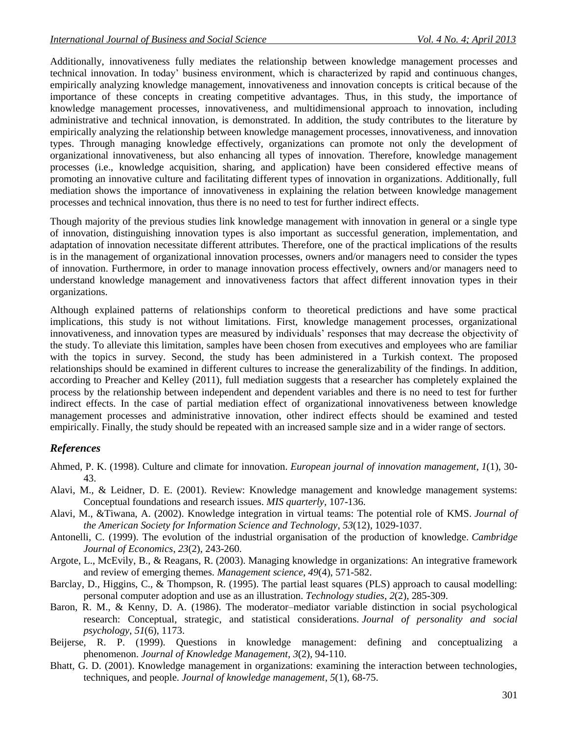Additionally, innovativeness fully mediates the relationship between knowledge management processes and technical innovation. In today' business environment, which is characterized by rapid and continuous changes, empirically analyzing knowledge management, innovativeness and innovation concepts is critical because of the importance of these concepts in creating competitive advantages. Thus, in this study, the importance of knowledge management processes, innovativeness, and multidimensional approach to innovation, including administrative and technical innovation, is demonstrated. In addition, the study contributes to the literature by empirically analyzing the relationship between knowledge management processes, innovativeness, and innovation types. Through managing knowledge effectively, organizations can promote not only the development of organizational innovativeness, but also enhancing all types of innovation. Therefore, knowledge management processes (i.e., knowledge acquisition, sharing, and application) have been considered effective means of promoting an innovative culture and facilitating different types of innovation in organizations. Additionally, full mediation shows the importance of innovativeness in explaining the relation between knowledge management processes and technical innovation, thus there is no need to test for further indirect effects.

Though majority of the previous studies link knowledge management with innovation in general or a single type of innovation, distinguishing innovation types is also important as successful generation, implementation, and adaptation of innovation necessitate different attributes. Therefore, one of the practical implications of the results is in the management of organizational innovation processes, owners and/or managers need to consider the types of innovation. Furthermore, in order to manage innovation process effectively, owners and/or managers need to understand knowledge management and innovativeness factors that affect different innovation types in their organizations.

Although explained patterns of relationships conform to theoretical predictions and have some practical implications, this study is not without limitations. First, knowledge management processes, organizational innovativeness, and innovation types are measured by individuals' responses that may decrease the objectivity of the study. To alleviate this limitation, samples have been chosen from executives and employees who are familiar with the topics in survey. Second, the study has been administered in a Turkish context. The proposed relationships should be examined in different cultures to increase the generalizability of the findings. In addition, according to Preacher and Kelley (2011), full mediation suggests that a researcher has completely explained the process by the relationship between independent and dependent variables and there is no need to test for further indirect effects. In the case of partial mediation effect of organizational innovativeness between knowledge management processes and administrative innovation, other indirect effects should be examined and tested empirically. Finally, the study should be repeated with an increased sample size and in a wider range of sectors.

## *References*

Ahmed, P. K. (1998). Culture and climate for innovation. *European journal of innovation management*, *1*(1), 30-43.

Alavi, M., & Leidner, D. E. (2001). Review: Knowledge management and knowledge management systems: Conceptual foundations and research issues. *MIS quarterly*, 107-136.

Alavi, M., &Tiwana, A. (2002). Knowledge integration in virtual teams: The potential role of KMS. *Journal of the American Society for Information Science and Technology*, *53*(12), 1029-1037.

Antonelli, C. (1999). The evolution of the industrial organisation of the production of knowledge. *Cambridge Journal of Economics*, *23*(2), 243-260.

Argote, L., McEvily, B., & Reagans, R. (2003). Managing knowledge in organizations: An integrative framework and review of emerging themes. *Management science*, *49*(4), 571-582.

Barclay, D., Higgins, C., & Thompson, R. (1995). The partial least squares (PLS) approach to causal modelling: personal computer adoption and use as an illustration. *Technology studies*, *2*(2), 285-309.

Baron, R. M., & Kenny, D. A. (1986). The moderator–mediator variable distinction in social psychological research: Conceptual, strategic, and statistical considerations. *Journal of personality and social psychology*, *51*(6), 1173.

Beijerse, R. P. (1999). Questions in knowledge management: defining and conceptualizing a phenomenon. *Journal of Knowledge Management*, *3*(2), 94-110.

Bhatt, G. D. (2001). Knowledge management in organizations: examining the interaction between technologies, techniques, and people. *Journal of knowledge management*, *5*(1), 68-75.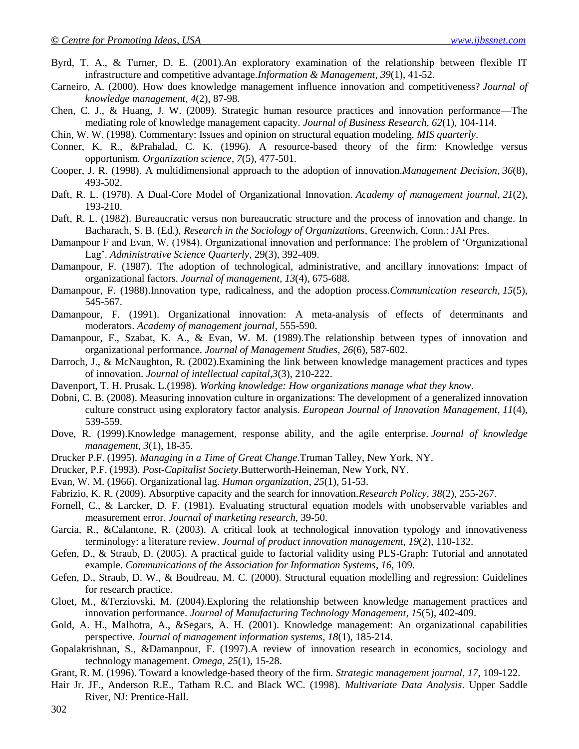Byrd, T. A., & Turner, D. E. (2001).An exploratory examination of the relationship between flexible IT infrastructure and competitive advantage.*Information & Management*, *39*(1), 41-52.

Carneiro, A. (2000). How does knowledge management influence innovation and competitiveness? *Journal of knowledge management*, *4*(2), 87-98.

Chen, C. J., & Huang, J. W. (2009). Strategic human resource practices and innovation performance—The mediating role of knowledge management capacity. *Journal of Business Research*, *62*(1), 104-114.

Chin, W. W. (1998). Commentary: Issues and opinion on structural equation modeling. *MIS quarterly*.

Conner, K. R., &Prahalad, C. K. (1996). A resource-based theory of the firm: Knowledge versus opportunism. *Organization science*, *7*(5), 477-501.

Cooper, J. R. (1998). A multidimensional approach to the adoption of innovation.*Management Decision*, *36*(8), 493-502.

Daft, R. L. (1978). A Dual-Core Model of Organizational Innovation. *Academy of management journal*, *21*(2), 193-210.

Daft, R. L. (1982). Bureaucratic versus non bureaucratic structure and the process of innovation and change. In Bacharach, S. B. (Ed.), *Research in the Sociology of Organizations*, Greenwich, Conn.: JAI Pres.

Damanpour F and Evan, W. (1984). Organizational innovation and performance: The problem of 'Organizational Lag'. *Administrative Science Quarterly*, 29(3), 392-409.

Damanpour, F. (1987). The adoption of technological, administrative, and ancillary innovations: Impact of organizational factors. *Journal of management*, *13*(4), 675-688.

Damanpour, F. (1988).Innovation type, radicalness, and the adoption process.*Communication research*, *15*(5), 545-567.

Damanpour, F. (1991). Organizational innovation: A meta-analysis of effects of determinants and moderators. *Academy of management journal*, 555-590.

Damanpour, F., Szabat, K. A., & Evan, W. M. (1989).The relationship between types of innovation and organizational performance. *Journal of Management Studies*, *26*(6), 587-602.

Darroch, J., & McNaughton, R. (2002).Examining the link between knowledge management practices and types of innovation. *Journal of intellectual capital*,*3*(3), 210-222.

Davenport, T. H. Prusak. L.(1998). *Working knowledge: How organizations manage what they know*.

Dobni, C. B. (2008). Measuring innovation culture in organizations: The development of a generalized innovation culture construct using exploratory factor analysis. *European Journal of Innovation Management*, *11*(4), 539-559.

Dove, R. (1999).Knowledge management, response ability, and the agile enterprise. *Journal of knowledge management*, *3*(1), 18-35.

Drucker P.F. (1995). *Managing in a Time of Great Change*.Truman Talley, New York, NY.

Drucker, P.F. (1993). *Post-Capitalist Society*.Butterworth-Heineman, New York, NY.

Evan, W. M. (1966). Organizational lag. *Human organization*, *25*(1), 51-53.

Fabrizio, K. R. (2009). Absorptive capacity and the search for innovation.*Research Policy*, *38*(2), 255-267.

Fornell, C., & Larcker, D. F. (1981). Evaluating structural equation models with unobservable variables and measurement error. *Journal of marketing research*, 39-50.

Garcia, R., &Calantone, R. (2003). A critical look at technological innovation typology and innovativeness terminology: a literature review. *Journal of product innovation management*, *19*(2), 110-132.

Gefen, D., & Straub, D. (2005). A practical guide to factorial validity using PLS-Graph: Tutorial and annotated example. *Communications of the Association for Information Systems*, *16*, 109.

Gefen, D., Straub, D. W., & Boudreau, M. C. (2000). Structural equation modelling and regression: Guidelines for research practice.

Gloet, M., &Terziovski, M. (2004).Exploring the relationship between knowledge management practices and innovation performance. *Journal of Manufacturing Technology Management*, *15*(5), 402-409.

Gold, A. H., Malhotra, A., &Segars, A. H. (2001). Knowledge management: An organizational capabilities perspective. *Journal of management information systems*, *18*(1), 185-214.

Gopalakrishnan, S., &Damanpour, F. (1997).A review of innovation research in economics, sociology and technology management. *Omega*, *25*(1), 15-28.

Grant, R. M. (1996). Toward a knowledge-based theory of the firm. *Strategic management journal*, *17*, 109-122.

Hair Jr. JF., Anderson R.E., Tatham R.C. and Black WC. (1998). *Multivariate Data Analysis*. Upper Saddle River, NJ: Prentice-Hall.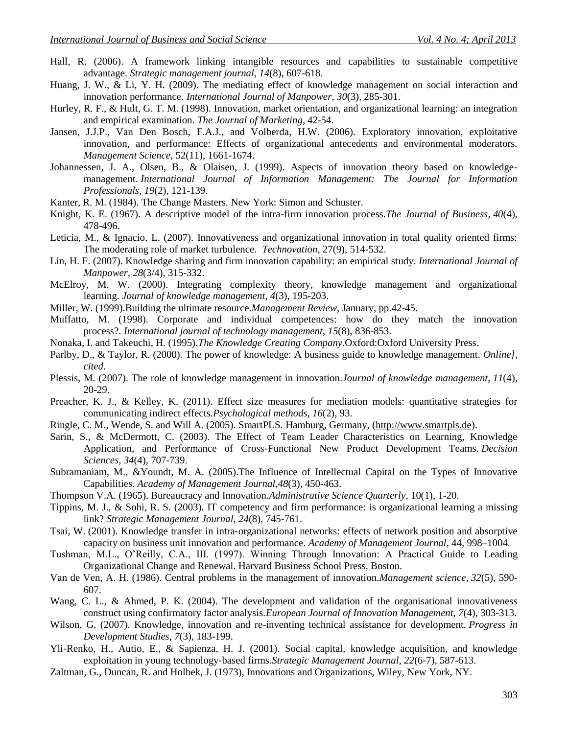Hall, R. (2006). A framework linking intangible resources and capabilities to sustainable competitive advantage. *Strategic management journal*, *14*(8), 607-618.

Huang, J. W., & Li, Y. H. (2009). The mediating effect of knowledge management on social interaction and innovation performance. *International Journal of Manpower*, *30*(3), 285-301.

Hurley, R. F., & Hult, G. T. M. (1998). Innovation, market orientation, and organizational learning: an integration and empirical examination. *The Journal of Marketing*, 42-54.

Jansen, J.J.P., Van Den Bosch, F.A.J., and Volberda, H.W. (2006). Exploratory innovation, exploitative innovation, and performance: Effects of organizational antecedents and environmental moderators. *Management Science*, 52(11), 1661-1674.

Johannessen, J. A., Olsen, B., & Olaisen, J. (1999). Aspects of innovation theory based on knowledge-management. *International Journal of Information Management: The Journal for Information Professionals*, *19*(2), 121-139.

Kanter, R. M. (1984). The Change Masters. New York: Simon and Schuster.

Knight, K. E. (1967). A descriptive model of the intra-firm innovation process.*The Journal of Business*, *40*(4), 478-496.

Leticia, M., & Ignacio, L. (2007). Innovativeness and organizational innovation in total quality oriented firms: The moderating role of market turbulence. *Technovation*, 27(9), 514-532.

Lin, H. F. (2007). Knowledge sharing and firm innovation capability: an empirical study. *International Journal of Manpower*, *28*(3/4), 315-332.

McElroy, M. W. (2000). Integrating complexity theory, knowledge management and organizational learning. *Journal of knowledge management*, *4*(3), 195-203.

Miller, W. (1999).Building the ultimate resource.*Management Review*, January, pp.42-45.

Muffatto, M. (1998). Corporate and individual competences: how do they match the innovation process?. *International journal of technology management*, *15*(8), 836-853.

Nonaka, I. and Takeuchi, H. (1995).*The Knowledge Creating Company*.Oxford:Oxford University Press.

Parlby, D., & Taylor, R. (2000). The power of knowledge: A business guide to knowledge management. *Online], cited*.

Plessis, M. (2007). The role of knowledge management in innovation.*Journal of knowledge management*, *11*(4), 20-29.

Preacher, K. J., & Kelley, K. (2011). Effect size measures for mediation models: quantitative strategies for communicating indirect effects.*Psychological methods*, *16*(2), 93.

Ringle, C. M., Wende, S. and Will A. (2005). SmartPLS. Hamburg, Germany, (http://www.smartpls.de).

Sarin, S., & McDermott, C. (2003). The Effect of Team Leader Characteristics on Learning, Knowledge Application, and Performance of Cross‐Functional New Product Development Teams. *Decision Sciences*, *34*(4), 707-739.

Subramaniam, M., &Youndt, M. A. (2005).The Influence of Intellectual Capital on the Types of Innovative Capabilities. *Academy of Management Journal*,*48*(3), 450-463.

Thompson V.A. (1965). Bureaucracy and Innovation.*Administrative Science Quarterly*, 10(1), 1-20.

Tippins, M. J., & Sohi, R. S. (2003). IT competency and firm performance: is organizational learning a missing link? *Strategic Management Journal*, *24*(8), 745-761.

Tsai, W. (2001). Knowledge transfer in intra‐organizational networks: effects of network position and absorptive capacity on business unit innovation and performance. *Academy of Management Journal*, 44, 998–1004.

Tushman, M.L., O'Reilly, C.A., III. (1997). Winning Through Innovation: A Practical Guide to Leading Organizational Change and Renewal. Harvard Business School Press, Boston.

Van de Ven, A. H. (1986). Central problems in the management of innovation.*Management science*, *32*(5), 590-607.

Wang, C. L., & Ahmed, P. K. (2004). The development and validation of the organisational innovativeness construct using confirmatory factor analysis.*European Journal of Innovation Management*, *7*(4), 303-313.

Wilson, G. (2007). Knowledge, innovation and re-inventing technical assistance for development. *Progress in Development Studies*, *7*(3), 183-199.

Yli‐Renko, H., Autio, E., & Sapienza, H. J. (2001). Social capital, knowledge acquisition, and knowledge exploitation in young technology‐based firms.*Strategic Management Journal*, *22*(6‐7), 587-613.

Zaltman, G., Duncan, R. and Holbek, J. (1973), Innovations and Organizations, Wiley, New York, NY.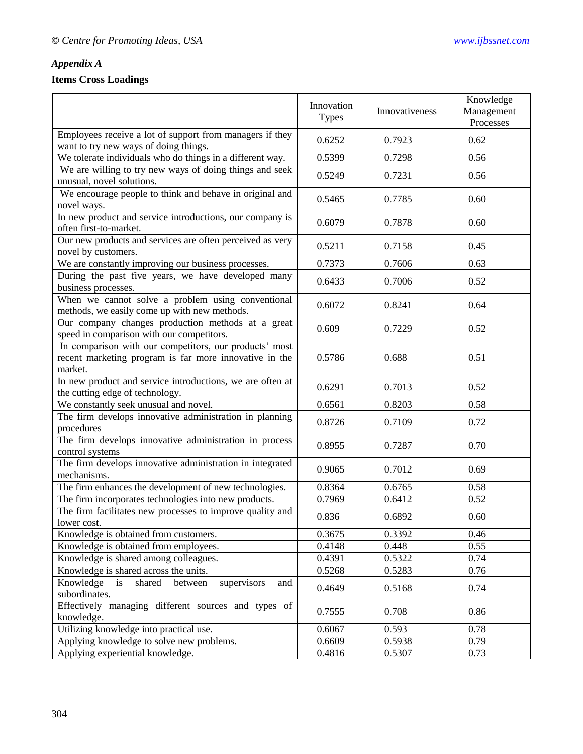*Appendix A*

**Items Cross Loadings**

| | Innovation Types | Innovativeness | Knowledge Management Processes |
|---|---|---|---|
| Employees receive a lot of support from managers if they want to try new ways of doing things. | 0.6252 | 0.7923 | 0.62 |
| We tolerate individuals who do things in a different way. | 0.5399 | 0.7298 | 0.56 |
| We are willing to try new ways of doing things and seek unusual, novel solutions. | 0.5249 | 0.7231 | 0.56 |
| We encourage people to think and behave in original and novel ways. | 0.5465 | 0.7785 | 0.60 |
| In new product and service introductions, our company is often first-to-market. | 0.6079 | 0.7878 | 0.60 |
| Our new products and services are often perceived as very novel by customers. | 0.5211 | 0.7158 | 0.45 |
| We are constantly improving our business processes. | 0.7373 | 0.7606 | 0.63 |
| During the past five years, we have developed many business processes. | 0.6433 | 0.7006 | 0.52 |
| When we cannot solve a problem using conventional methods, we easily come up with new methods. | 0.6072 | 0.8241 | 0.64 |
| Our company changes production methods at a great speed in comparison with our competitors. | 0.609 | 0.7229 | 0.52 |
| In comparison with our competitors, our products' most recent marketing program is far more innovative in the market. | 0.5786 | 0.688 | 0.51 |
| In new product and service introductions, we are often at the cutting edge of technology. | 0.6291 | 0.7013 | 0.52 |
| We constantly seek unusual and novel. | 0.6561 | 0.8203 | 0.58 |
| The firm develops innovative administration in planning procedures | 0.8726 | 0.7109 | 0.72 |
| The firm develops innovative administration in process control systems | 0.8955 | 0.7287 | 0.70 |
| The firm develops innovative administration in integrated mechanisms. | 0.9065 | 0.7012 | 0.69 |
| The firm enhances the development of new technologies. | 0.8364 | 0.6765 | 0.58 |
| The firm incorporates technologies into new products. | 0.7969 | 0.6412 | 0.52 |
| The firm facilitates new processes to improve quality and lower cost. | 0.836 | 0.6892 | 0.60 |
| Knowledge is obtained from customers. | 0.3675 | 0.3392 | 0.46 |
| Knowledge is obtained from employees. | 0.4148 | 0.448 | 0.55 |
| Knowledge is shared among colleagues. | 0.4391 | 0.5322 | 0.74 |
| Knowledge is shared across the units. | 0.5268 | 0.5283 | 0.76 |
| Knowledge is shared between supervisors and subordinates. | 0.4649 | 0.5168 | 0.74 |
| Effectively managing different sources and types of knowledge. | 0.7555 | 0.708 | 0.86 |
| Utilizing knowledge into practical use. | 0.6067 | 0.593 | 0.78 |
| Applying knowledge to solve new problems. | 0.6609 | 0.5938 | 0.79 |
| Applying experiential knowledge. | 0.4816 | 0.5307 | 0.73 |